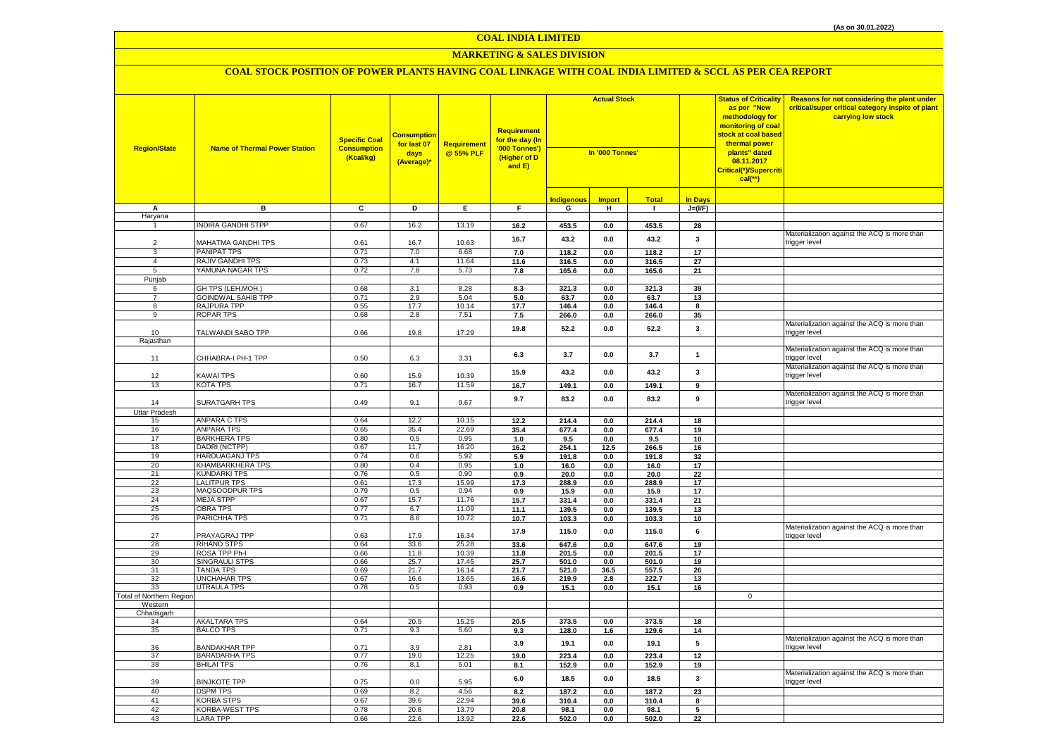(As on 30.01.2022)

# COAL INDIA LIMITED

## MARKETING & SALES DIVISION

### COAL STOCK POSITION OF POWER PLANTS HAVING COAL LINKAGE WITH COAL INDIA LIMITED & SCCL AS PER CEA REPORT

| Region/State | Name of Thermal Power Station | Specific Coal Consumption (Kcal/kg) | Consumption for last 07 days (Average)* | Requirement @ 55% PLF | Requirement for the day (In '000 Tonnes') (Higher of D and E) | Actual Stock In '000 Tonnes' | | | | Status of Criticality as per "New methodology for monitoring of coal stock at coal based thermal power plants" dated 08.11.2017 Critical(*)/Supercritical(**) | Reasons for not considering the plant under critical/super critical category inspite of plant carrying low stock |
|---|---|---|---|---|---|---|---|---|---|---|---|
| | | | | | | Indigenous | Import | Total | In Days | | |
| A | B | C | D | E | F | G | H | I | J=(I/F) | | |
| Haryana | | | | | | | | | | | |
| 1 | INDIRA GANDHI STPP | 0.67 | 16.2 | 13.19 | 16.2 | 453.5 | 0.0 | 453.5 | 28 | | |
| 2 | MAHATMA GANDHI TPS | 0.61 | 16.7 | 10.63 | 16.7 | 43.2 | 0.0 | 43.2 | 3 | | Materialization against the ACQ is more than trigger level |
| 3 | PANIPAT TPS | 0.71 | 7.0 | 6.68 | 7.0 | 118.2 | 0.0 | 118.2 | 17 | | |
| 4 | RAJIV GANDHI TPS | 0.73 | 4.1 | 11.64 | 11.6 | 316.5 | 0.0 | 316.5 | 27 | | |
| 5 | YAMUNA NAGAR TPS | 0.72 | 7.8 | 5.73 | 7.8 | 165.6 | 0.0 | 165.6 | 21 | | |
| Punjab | | | | | | | | | | | |
| 6 | GH TPS (LEH.MOH.) | 0.68 | 3.1 | 8.28 | 8.3 | 321.3 | 0.0 | 321.3 | 39 | | |
| 7 | GOINDWAL SAHIB TPP | 0.71 | 2.9 | 5.04 | 5.0 | 63.7 | 0.0 | 63.7 | 13 | | |
| 8 | RAJPURA TPP | 0.55 | 17.7 | 10.14 | 17.7 | 146.4 | 0.0 | 146.4 | 8 | | |
| 9 | ROPAR TPS | 0.68 | 2.8 | 7.51 | 7.5 | 266.0 | 0.0 | 266.0 | 35 | | |
| 10 | TALWANDI SABO TPP | 0.66 | 19.8 | 17.29 | 19.8 | 52.2 | 0.0 | 52.2 | 3 | | Materialization against the ACQ is more than trigger level |
| Rajasthan | | | | | | | | | | | |
| 11 | CHHABRA-I PH-1 TPP | 0.50 | 6.3 | 3.31 | 6.3 | 3.7 | 0.0 | 3.7 | 1 | | Materialization against the ACQ is more than trigger level |
| 12 | KAWAI TPS | 0.60 | 15.9 | 10.39 | 15.9 | 43.2 | 0.0 | 43.2 | 3 | | Materialization against the ACQ is more than trigger level |
| 13 | KOTA TPS | 0.71 | 16.7 | 11.59 | 16.7 | 149.1 | 0.0 | 149.1 | 9 | | |
| 14 | SURATGARH TPS | 0.49 | 9.1 | 9.67 | 9.7 | 83.2 | 0.0 | 83.2 | 9 | | Materialization against the ACQ is more than trigger level |
| Uttar Pradesh | | | | | | | | | | | |
| 15 | ANPARA C TPS | 0.64 | 12.2 | 10.15 | 12.2 | 214.4 | 0.0 | 214.4 | 18 | | |
| 16 | ANPARA TPS | 0.65 | 35.4 | 22.69 | 35.4 | 677.4 | 0.0 | 677.4 | 19 | | |
| 17 | BARKHERA TPS | 0.80 | 0.5 | 0.95 | 1.0 | 9.5 | 0.0 | 9.5 | 10 | | |
| 18 | DADRI (NCTPP) | 0.67 | 11.7 | 16.20 | 16.2 | 254.1 | 12.5 | 266.5 | 16 | | |
| 19 | HARDUAGANJ TPS | 0.74 | 0.6 | 5.92 | 5.9 | 191.8 | 0.0 | 191.8 | 32 | | |
| 20 | KHAMBARKHERA TPS | 0.80 | 0.4 | 0.95 | 1.0 | 16.0 | 0.0 | 16.0 | 17 | | |
| 21 | KUNDARKI TPS | 0.76 | 0.5 | 0.90 | 0.9 | 20.0 | 0.0 | 20.0 | 22 | | |
| 22 | LALITPUR TPS | 0.61 | 17.3 | 15.99 | 17.3 | 288.9 | 0.0 | 288.9 | 17 | | |
| 23 | MAQSOODPUR TPS | 0.79 | 0.5 | 0.94 | 0.9 | 15.9 | 0.0 | 15.9 | 17 | | |
| 24 | MEJA STPP | 0.67 | 15.7 | 11.76 | 15.7 | 331.4 | 0.0 | 331.4 | 21 | | |
| 25 | OBRA TPS | 0.77 | 6.7 | 11.09 | 11.1 | 139.5 | 0.0 | 139.5 | 13 | | |
| 26 | PARICHHA TPS | 0.71 | 8.6 | 10.72 | 10.7 | 103.3 | 0.0 | 103.3 | 10 | | |
| 27 | PRAYAGRAJ TPP | 0.63 | 17.9 | 16.34 | 17.9 | 115.0 | 0.0 | 115.0 | 6 | | Materialization against the ACQ is more than trigger level |
| 28 | RIHAND STPS | 0.64 | 33.6 | 25.28 | 33.6 | 647.6 | 0.0 | 647.6 | 19 | | |
| 29 | ROSA TPP Ph-I | 0.66 | 11.8 | 10.39 | 11.8 | 201.5 | 0.0 | 201.5 | 17 | | |
| 30 | SINGRAULI STPS | 0.66 | 25.7 | 17.45 | 25.7 | 501.0 | 0.0 | 501.0 | 19 | | |
| 31 | TANDA TPS | 0.69 | 21.7 | 16.14 | 21.7 | 521.0 | 36.5 | 557.5 | 26 | | |
| 32 | UNCHAHAR TPS | 0.67 | 16.6 | 13.65 | 16.6 | 219.9 | 2.8 | 222.7 | 13 | | |
| 33 | UTRAULA TPS | 0.78 | 0.5 | 0.93 | 0.9 | 15.1 | 0.0 | 15.1 | 16 | | |
| Total of Northern Region | | | | | | | | | | 0 | |
| Western | | | | | | | | | | | |
| Chhatisgarh | | | | | | | | | | | |
| 34 | AKALTARA TPS | 0.64 | 20.5 | 15.25 | 20.5 | 373.5 | 0.0 | 373.5 | 18 | | |
| 35 | BALCO TPS | 0.71 | 9.3 | 5.60 | 9.3 | 128.0 | 1.6 | 129.6 | 14 | | |
| 36 | BANDAKHAR TPP | 0.71 | 3.9 | 2.81 | 3.9 | 19.1 | 0.0 | 19.1 | 5 | | Materialization against the ACQ is more than trigger level |
| 37 | BARADARHA TPS | 0.77 | 19.0 | 12.25 | 19.0 | 223.4 | 0.0 | 223.4 | 12 | | |
| 38 | BHILAI TPS | 0.76 | 8.1 | 5.01 | 8.1 | 152.9 | 0.0 | 152.9 | 19 | | |
| 39 | BINJKOTE TPP | 0.75 | 0.0 | 5.95 | 6.0 | 18.5 | 0.0 | 18.5 | 3 | | Materialization against the ACQ is more than trigger level |
| 40 | DSPM TPS | 0.69 | 8.2 | 4.56 | 8.2 | 187.2 | 0.0 | 187.2 | 23 | | |
| 41 | KORBA STPS | 0.67 | 39.6 | 22.94 | 39.6 | 310.4 | 0.0 | 310.4 | 8 | | |
| 42 | KORBA-WEST TPS | 0.78 | 20.8 | 13.79 | 20.8 | 98.1 | 0.0 | 98.1 | 5 | | |
| 43 | LARA TPP | 0.66 | 22.6 | 13.92 | 22.6 | 502.0 | 0.0 | 502.0 | 22 | | |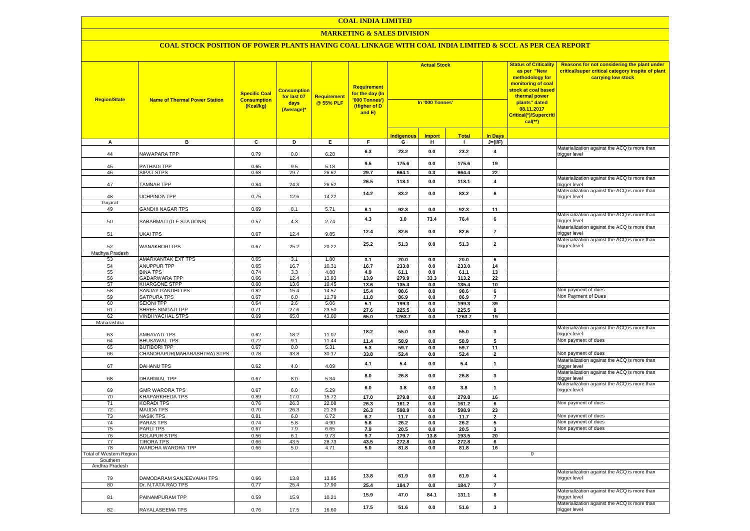# COAL INDIA LIMITED

## MARKETING & SALES DIVISION

### COAL STOCK POSITION OF POWER PLANTS HAVING COAL LINKAGE WITH COAL INDIA LIMITED & SCCL AS PER CEA REPORT

| Region/State | Name of Thermal Power Station | Specific Coal Consumption (Kcal/kg) | Consumption for last 07 days (Average)* | Requirement @ 55% PLF | Requirement for the day (In '000 Tonnes') (Higher of D and E) | Actual Stock In '000 Tonnes' | | | | Status of Criticality as per "New methodology for monitoring of coal stock at coal based thermal power plants" dated 08.11.2017 Critical(*)/Supercritical(**) | Reasons for not considering the plant under critical/super critical category inspite of plant carrying low stock |
|---|---|---|---|---|---|---|---|---|---|---|---|
| | | | | | | Indigenous | Import | Total | In Days | | |
| A | B | C | D | E | F | G | H | I | J=(I/F) | | |
| 44 | NAWAPARA TPP | 0.79 | 0.0 | 6.28 | 6.3 | 23.2 | 0.0 | 23.2 | 4 | | Materialization against the ACQ is more than trigger level |
| 45 | PATHADI TPP | 0.65 | 9.5 | 5.18 | 9.5 | 175.6 | 0.0 | 175.6 | 19 | | |
| 46 | SIPAT STPS | 0.68 | 29.7 | 26.62 | 29.7 | 664.1 | 0.3 | 664.4 | 22 | | |
| 47 | TAMNAR TPP | 0.84 | 24.3 | 26.52 | 26.5 | 118.1 | 0.0 | 118.1 | 4 | | Materialization against the ACQ is more than trigger level |
| 48 | UCHPINDA TPP | 0.75 | 12.6 | 14.22 | 14.2 | 83.2 | 0.0 | 83.2 | 6 | | Materialization against the ACQ is more than trigger level |
| Gujarat | | | | | | | | | | | |
| 49 | GANDHI NAGAR TPS | 0.69 | 8.1 | 5.71 | 8.1 | 92.3 | 0.0 | 92.3 | 11 | | |
| 50 | SABARMATI (D-F STATIONS) | 0.57 | 4.3 | 2.74 | 4.3 | 3.0 | 73.4 | 76.4 | 6 | | Materialization against the ACQ is more than trigger level |
| 51 | UKAI TPS | 0.67 | 12.4 | 9.85 | 12.4 | 82.6 | 0.0 | 82.6 | 7 | | Materialization against the ACQ is more than trigger level |
| 52 | WANAKBORI TPS | 0.67 | 25.2 | 20.22 | 25.2 | 51.3 | 0.0 | 51.3 | 2 | | Materialization against the ACQ is more than trigger level |
| Madhya Pradesh | | | | | | | | | | | |
| 53 | AMARKANTAK EXT TPS | 0.65 | 3.1 | 1.80 | 3.1 | 20.0 | 0.0 | 20.0 | 6 | | |
| 54 | ANUPPUR TPP | 0.65 | 16.7 | 10.31 | 16.7 | 233.0 | 0.0 | 233.0 | 14 | | |
| 55 | BINA TPS | 0.74 | 3.3 | 4.88 | 4.9 | 61.1 | 0.0 | 61.1 | 13 | | |
| 56 | GADARWARA TPP | 0.66 | 12.4 | 13.93 | 13.9 | 279.9 | 33.3 | 313.2 | 22 | | |
| 57 | KHARGONE STPP | 0.60 | 13.6 | 10.45 | 13.6 | 135.4 | 0.0 | 135.4 | 10 | | |
| 58 | SANJAY GANDHI TPS | 0.82 | 15.4 | 14.57 | 15.4 | 98.6 | 0.0 | 98.6 | 6 | | Non payment of dues |
| 59 | SATPURA TPS | 0.67 | 6.8 | 11.79 | 11.8 | 86.9 | 0.0 | 86.9 | 7 | | Non Payment of Dues |
| 60 | SEIONI TPP | 0.64 | 2.6 | 5.06 | 5.1 | 199.3 | 0.0 | 199.3 | 39 | | |
| 61 | SHREE SINGAJI TPP | 0.71 | 27.6 | 23.50 | 27.6 | 225.5 | 0.0 | 225.5 | 8 | | |
| 62 | VINDHYACHAL STPS | 0.69 | 65.0 | 43.60 | 65.0 | 1263.7 | 0.0 | 1263.7 | 19 | | |
| Maharashtra | | | | | | | | | | | |
| 63 | AMRAVATI TPS | 0.62 | 18.2 | 11.07 | 18.2 | 55.0 | 0.0 | 55.0 | 3 | | Materialization against the ACQ is more than trigger level |
| 64 | BHUSAWAL TPS | 0.72 | 9.1 | 11.44 | 11.4 | 58.9 | 0.0 | 58.9 | 5 | | Non payment of dues |
| 65 | BUTIBORI TPP | 0.67 | 0.0 | 5.31 | 5.3 | 59.7 | 0.0 | 59.7 | 11 | | |
| 66 | CHANDRAPUR(MAHARASHTRA) STPS | 0.78 | 33.8 | 30.17 | 33.8 | 52.4 | 0.0 | 52.4 | 2 | | Non payment of dues |
| 67 | DAHANU TPS | 0.62 | 4.0 | 4.09 | 4.1 | 5.4 | 0.0 | 5.4 | 1 | | Materialization against the ACQ is more than trigger level |
| 68 | DHARIWAL TPP | 0.67 | 8.0 | 5.34 | 8.0 | 26.8 | 0.0 | 26.8 | 3 | | Materialization against the ACQ is more than trigger level |
| 69 | GMR WARORA TPS | 0.67 | 6.0 | 5.29 | 6.0 | 3.8 | 0.0 | 3.8 | 1 | | Materialization against the ACQ is more than trigger level |
| 70 | KHAPARKHEDA TPS | 0.89 | 17.0 | 15.72 | 17.0 | 279.8 | 0.0 | 279.8 | 16 | | |
| 71 | KORADI TPS | 0.76 | 26.3 | 22.08 | 26.3 | 161.2 | 0.0 | 161.2 | 6 | | Non payment of dues |
| 72 | MAUDA TPS | 0.70 | 26.3 | 21.29 | 26.3 | 598.9 | 0.0 | 598.9 | 23 | | |
| 73 | NASIK TPS | 0.81 | 6.0 | 6.72 | 6.7 | 11.7 | 0.0 | 11.7 | 2 | | Non payment of dues |
| 74 | PARAS TPS | 0.74 | 5.8 | 4.90 | 5.8 | 26.2 | 0.0 | 26.2 | 5 | | Non payment of dues |
| 75 | PARLI TPS | 0.67 | 7.9 | 6.65 | 7.9 | 20.5 | 0.0 | 20.5 | 3 | | Non payment of dues |
| 76 | SOLAPUR STPS | 0.56 | 6.1 | 9.73 | 9.7 | 179.7 | 13.8 | 193.5 | 20 | | |
| 77 | TIRORA TPS | 0.66 | 43.5 | 28.73 | 43.5 | 272.8 | 0.0 | 272.8 | 6 | | |
| 78 | WARDHA WARORA TPP | 0.66 | 5.0 | 4.71 | 5.0 | 81.8 | 0.0 | 81.8 | 16 | | |
| Total of Western Region | | | | | | | | | | 0 | |
| Southern | | | | | | | | | | | |
| Andhra Pradesh | | | | | | | | | | | |
| 79 | DAMODARAM SANJEEVAIAH TPS | 0.66 | 13.8 | 13.85 | 13.8 | 61.9 | 0.0 | 61.9 | 4 | | Materialization against the ACQ is more than trigger level |
| 80 | Dr. N.TATA RAO TPS | 0.77 | 25.4 | 17.90 | 25.4 | 184.7 | 0.0 | 184.7 | 7 | | |
| 81 | PAINAMPURAM TPP | 0.59 | 15.9 | 10.21 | 15.9 | 47.0 | 84.1 | 131.1 | 8 | | Materialization against the ACQ is more than trigger level |
| 82 | RAYALASEEMA TPS | 0.76 | 17.5 | 16.60 | 17.5 | 51.6 | 0.0 | 51.6 | 3 | | Materialization against the ACQ is more than trigger level |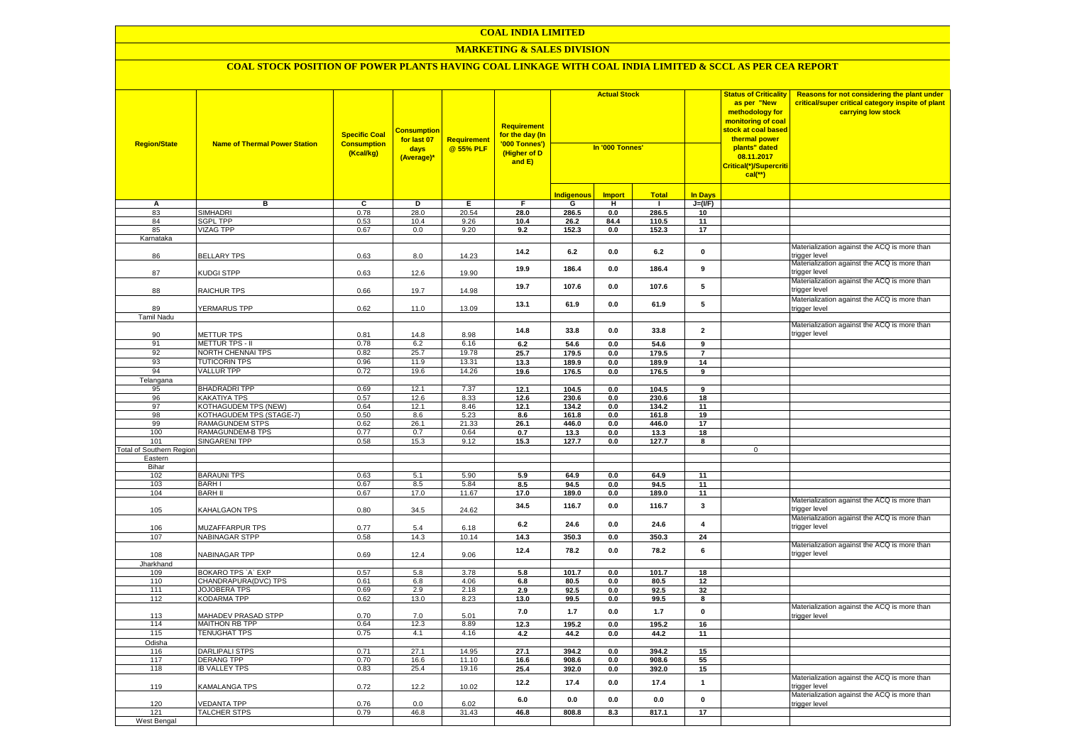# COAL INDIA LIMITED

## MARKETING & SALES DIVISION

### COAL STOCK POSITION OF POWER PLANTS HAVING COAL LINKAGE WITH COAL INDIA LIMITED & SCCL AS PER CEA REPORT

| Region/State | Name of Thermal Power Station | Specific Coal Consumption (Kcal/kg) | Consumption for last 07 days (Average)* | Requirement @ 55% PLF | Requirement for the day (In '000 Tonnes') (Higher of D and E) | Actual Stock In '000 Tonnes' | | | | Status of Criticality as per "New methodology for monitoring of coal stock at coal based thermal power plants" dated 08.11.2017 Critical(*)/Supercritical(**) | Reasons for not considering the plant under critical/super critical category inspite of plant carrying low stock |
|---|---|---|---|---|---|---|---|---|---|---|---|
| | | | | | | Indigenous | Import | Total | In Days | | |
| A | B | C | D | E | F | G | H | I | J=(I/F) | | |
| 83 | SIMHADRI | 0.78 | 28.0 | 20.54 | 28.0 | 286.5 | 0.0 | 286.5 | 10 | | |
| 84 | SGPL TPP | 0.53 | 10.4 | 9.26 | 10.4 | 26.2 | 84.4 | 110.5 | 11 | | |
| 85 | VIZAG TPP | 0.67 | 0.0 | 9.20 | 9.2 | 152.3 | 0.0 | 152.3 | 17 | | |
| Karnataka | | | | | | | | | | | |
| 86 | BELLARY TPS | 0.63 | 8.0 | 14.23 | 14.2 | 6.2 | 0.0 | 6.2 | 0 | | Materialization against the ACQ is more than trigger level |
| 87 | KUDGI STPP | 0.63 | 12.6 | 19.90 | 19.9 | 186.4 | 0.0 | 186.4 | 9 | | Materialization against the ACQ is more than trigger level |
| 88 | RAICHUR TPS | 0.66 | 19.7 | 14.98 | 19.7 | 107.6 | 0.0 | 107.6 | 5 | | Materialization against the ACQ is more than trigger level |
| 89 | YERMARUS TPP | 0.62 | 11.0 | 13.09 | 13.1 | 61.9 | 0.0 | 61.9 | 5 | | Materialization against the ACQ is more than trigger level |
| Tamil Nadu | | | | | | | | | | | |
| 90 | METTUR TPS | 0.81 | 14.8 | 8.98 | 14.8 | 33.8 | 0.0 | 33.8 | 2 | | Materialization against the ACQ is more than trigger level |
| 91 | METTUR TPS - II | 0.78 | 6.2 | 6.16 | 6.2 | 54.6 | 0.0 | 54.6 | 9 | | |
| 92 | NORTH CHENNAI TPS | 0.82 | 25.7 | 19.78 | 25.7 | 179.5 | 0.0 | 179.5 | 7 | | |
| 93 | TUTICORIN TPS | 0.96 | 11.9 | 13.31 | 13.3 | 189.9 | 0.0 | 189.9 | 14 | | |
| 94 | VALLUR TPP | 0.72 | 19.6 | 14.26 | 19.6 | 176.5 | 0.0 | 176.5 | 9 | | |
| Telangana | | | | | | | | | | | |
| 95 | BHADRADRI TPP | 0.69 | 12.1 | 7.37 | 12.1 | 104.5 | 0.0 | 104.5 | 9 | | |
| 96 | KAKATIYA TPS | 0.57 | 12.6 | 8.33 | 12.6 | 230.6 | 0.0 | 230.6 | 18 | | |
| 97 | KOTHAGUDEM TPS (NEW) | 0.64 | 12.1 | 8.46 | 12.1 | 134.2 | 0.0 | 134.2 | 11 | | |
| 98 | KOTHAGUDEM TPS (STAGE-7) | 0.50 | 8.6 | 5.23 | 8.6 | 161.8 | 0.0 | 161.8 | 19 | | |
| 99 | RAMAGUNDEM STPS | 0.62 | 26.1 | 21.33 | 26.1 | 446.0 | 0.0 | 446.0 | 17 | | |
| 100 | RAMAGUNDEM-B TPS | 0.77 | 0.7 | 0.64 | 0.7 | 13.3 | 0.0 | 13.3 | 18 | | |
| 101 | SINGARENI TPP | 0.58 | 15.3 | 9.12 | 15.3 | 127.7 | 0.0 | 127.7 | 8 | | |
| Total of Southern Region | | | | | | | | | | 0 | |
| Eastern | | | | | | | | | | | |
| Bihar | | | | | | | | | | | |
| 102 | BARAUNI TPS | 0.63 | 5.1 | 5.90 | 5.9 | 64.9 | 0.0 | 64.9 | 11 | | |
| 103 | BARH I | 0.67 | 8.5 | 5.84 | 8.5 | 94.5 | 0.0 | 94.5 | 11 | | |
| 104 | BARH II | 0.67 | 17.0 | 11.67 | 17.0 | 189.0 | 0.0 | 189.0 | 11 | | |
| 105 | KAHALGAON TPS | 0.80 | 34.5 | 24.62 | 34.5 | 116.7 | 0.0 | 116.7 | 3 | | Materialization against the ACQ is more than trigger level |
| 106 | MUZAFFARPUR TPS | 0.77 | 5.4 | 6.18 | 6.2 | 24.6 | 0.0 | 24.6 | 4 | | Materialization against the ACQ is more than trigger level |
| 107 | NABINAGAR STPP | 0.58 | 14.3 | 10.14 | 14.3 | 350.3 | 0.0 | 350.3 | 24 | | |
| 108 | NABINAGAR TPP | 0.69 | 12.4 | 9.06 | 12.4 | 78.2 | 0.0 | 78.2 | 6 | | Materialization against the ACQ is more than trigger level |
| Jharkhand | | | | | | | | | | | |
| 109 | BOKARO TPS `A` EXP | 0.57 | 5.8 | 3.78 | 5.8 | 101.7 | 0.0 | 101.7 | 18 | | |
| 110 | CHANDRAPURA(DVC) TPS | 0.61 | 6.8 | 4.06 | 6.8 | 80.5 | 0.0 | 80.5 | 12 | | |
| 111 | JOJOBERA TPS | 0.69 | 2.9 | 2.18 | 2.9 | 92.5 | 0.0 | 92.5 | 32 | | |
| 112 | KODARMA TPP | 0.62 | 13.0 | 8.23 | 13.0 | 99.5 | 0.0 | 99.5 | 8 | | |
| 113 | MAHADEV PRASAD STPP | 0.70 | 7.0 | 5.01 | 7.0 | 1.7 | 0.0 | 1.7 | 0 | | Materialization against the ACQ is more than trigger level |
| 114 | MAITHON RB TPP | 0.64 | 12.3 | 8.89 | 12.3 | 195.2 | 0.0 | 195.2 | 16 | | |
| 115 | TENUGHAT TPS | 0.75 | 4.1 | 4.16 | 4.2 | 44.2 | 0.0 | 44.2 | 11 | | |
| Odisha | | | | | | | | | | | |
| 116 | DARLIPALI STPS | 0.71 | 27.1 | 14.95 | 27.1 | 394.2 | 0.0 | 394.2 | 15 | | |
| 117 | DERANG TPP | 0.70 | 16.6 | 11.10 | 16.6 | 908.6 | 0.0 | 908.6 | 55 | | |
| 118 | IB VALLEY TPS | 0.83 | 25.4 | 19.16 | 25.4 | 392.0 | 0.0 | 392.0 | 15 | | |
| 119 | KAMALANGA TPS | 0.72 | 12.2 | 10.02 | 12.2 | 17.4 | 0.0 | 17.4 | 1 | | Materialization against the ACQ is more than trigger level |
| 120 | VEDANTA TPP | 0.76 | 0.0 | 6.02 | 6.0 | 0.0 | 0.0 | 0.0 | 0 | | Materialization against the ACQ is more than trigger level |
| 121 | TALCHER STPS | 0.79 | 46.8 | 31.43 | 46.8 | 808.8 | 8.3 | 817.1 | 17 | | |
| West Bengal | | | | | | | | | | | |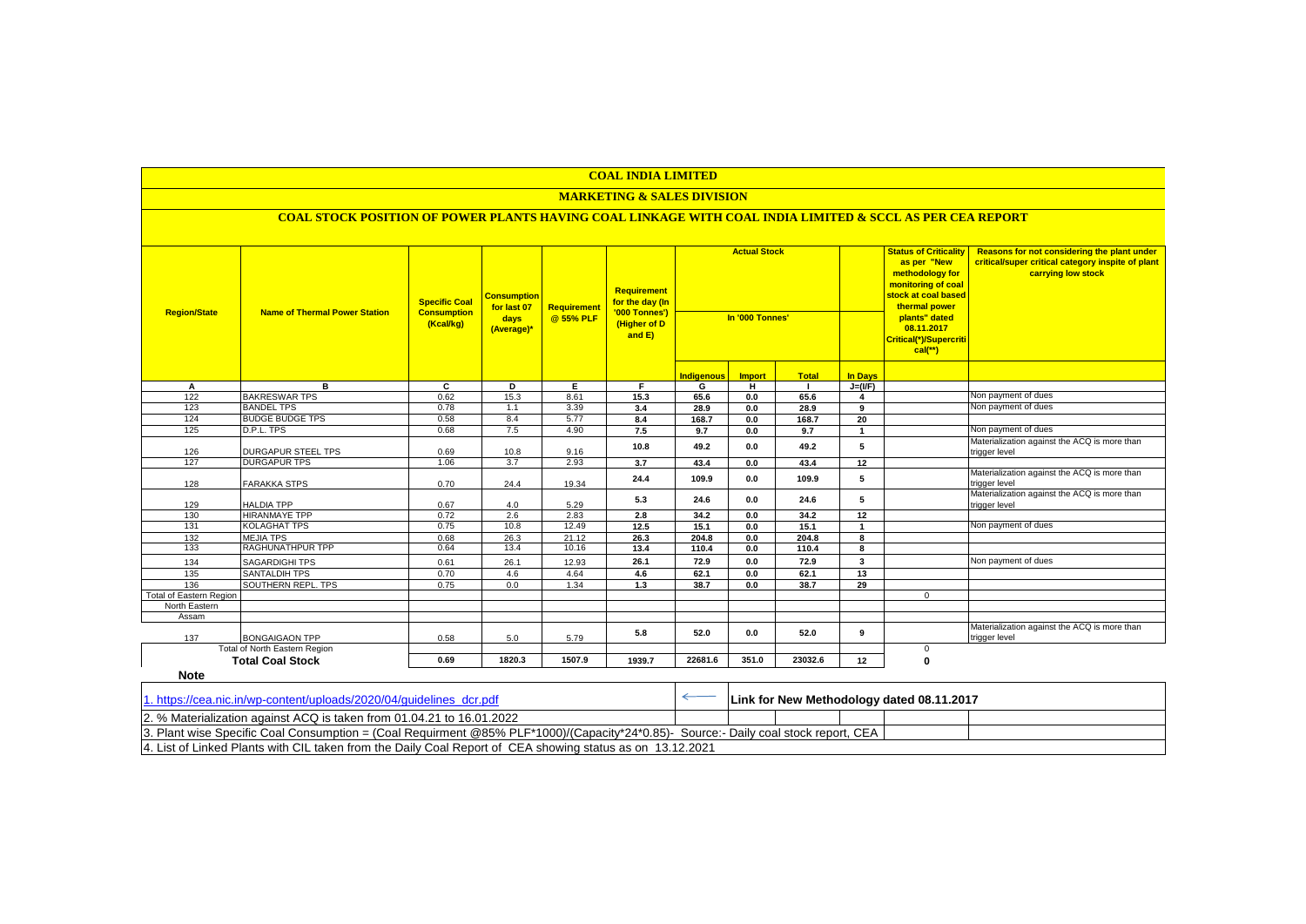# COAL INDIA LIMITED

## MARKETING & SALES DIVISION

### COAL STOCK POSITION OF POWER PLANTS HAVING COAL LINKAGE WITH COAL INDIA LIMITED & SCCL AS PER CEA REPORT

| Region/State | Name of Thermal Power Station | Specific Coal Consumption (Kcal/kg) | Consumption for last 07 days (Average)* | Requirement @ 55% PLF | Requirement for the day (In '000 Tonnes') (Higher of D and E) | Actual Stock In '000 Tonnes' | | | | Status of Criticality as per "New methodology for monitoring of coal stock at coal based thermal power plants" dated 08.11.2017 Critical(*)/Supercritical(**) | Reasons for not considering the plant under critical/super critical category inspite of plant carrying low stock |
|---|---|---|---|---|---|---|---|---|---|---|---|
| | | | | | | Indigenous | Import | Total | In Days | | |
| A | B | C | D | E | F | G | H | I | J=(I/F) | | |
| 122 | BAKRESWAR TPS | 0.62 | 15.3 | 8.61 | 15.3 | 65.6 | 0.0 | 65.6 | 4 | | Non payment of dues |
| 123 | BANDEL TPS | 0.78 | 1.1 | 3.39 | 3.4 | 28.9 | 0.0 | 28.9 | 9 | | Non payment of dues |
| 124 | BUDGE BUDGE TPS | 0.58 | 8.4 | 5.77 | 8.4 | 168.7 | 0.0 | 168.7 | 20 | | |
| 125 | D.P.L. TPS | 0.68 | 7.5 | 4.90 | 7.5 | 9.7 | 0.0 | 9.7 | 1 | | Non payment of dues |
| 126 | DURGAPUR STEEL TPS | 0.69 | 10.8 | 9.16 | 10.8 | 49.2 | 0.0 | 49.2 | 5 | | Materialization against the ACQ is more than trigger level |
| 127 | DURGAPUR TPS | 1.06 | 3.7 | 2.93 | 3.7 | 43.4 | 0.0 | 43.4 | 12 | | |
| 128 | FARAKKA STPS | 0.70 | 24.4 | 19.34 | 24.4 | 109.9 | 0.0 | 109.9 | 5 | | Materialization against the ACQ is more than trigger level |
| 129 | HALDIA TPP | 0.67 | 4.0 | 5.29 | 5.3 | 24.6 | 0.0 | 24.6 | 5 | | Materialization against the ACQ is more than trigger level |
| 130 | HIRANMAYE TPP | 0.72 | 2.6 | 2.83 | 2.8 | 34.2 | 0.0 | 34.2 | 12 | | |
| 131 | KOLAGHAT TPS | 0.75 | 10.8 | 12.49 | 12.5 | 15.1 | 0.0 | 15.1 | 1 | | Non payment of dues |
| 132 | MEJIA TPS | 0.68 | 26.3 | 21.12 | 26.3 | 204.8 | 0.0 | 204.8 | 8 | | |
| 133 | RAGHUNATHPUR TPP | 0.64 | 13.4 | 10.16 | 13.4 | 110.4 | 0.0 | 110.4 | 8 | | |
| 134 | SAGARDIGHI TPS | 0.61 | 26.1 | 12.93 | 26.1 | 72.9 | 0.0 | 72.9 | 3 | | Non payment of dues |
| 135 | SANTALDIH TPS | 0.70 | 4.6 | 4.64 | 4.6 | 62.1 | 0.0 | 62.1 | 13 | | |
| 136 | SOUTHERN REPL. TPS | 0.75 | 0.0 | 1.34 | 1.3 | 38.7 | 0.0 | 38.7 | 29 | | |
| Total of Eastern Region | | | | | | | | | | 0 | |
| North Eastern | | | | | | | | | | | |
| Assam | | | | | | | | | | | |
| 137 | BONGAIGAON TPP | 0.58 | 5.0 | 5.79 | 5.8 | 52.0 | 0.0 | 52.0 | 9 | | Materialization against the ACQ is more than trigger level |
| Total of North Eastern Region | | | | | | | | | | 0 | |
| Total Coal Stock | | 0.69 | 1820.3 | 1507.9 | 1939.7 | 22681.6 | 351.0 | 23032.6 | 12 | 0 | |

**Note**

1. https://cea.nic.in/wp-content/uploads/2020/04/guidelines_dcr.pdf ← Link for New Methodology dated 08.11.2017
2. % Materialization against ACQ is taken from 01.04.21 to 16.01.2022
3. Plant wise Specific Coal Consumption = (Coal Requirment @85% PLF*1000)/(Capacity*24*0.85)- Source:- Daily coal stock report, CEA
4. List of Linked Plants with CIL taken from the Daily Coal Report of CEA showing status as on 13.12.2021